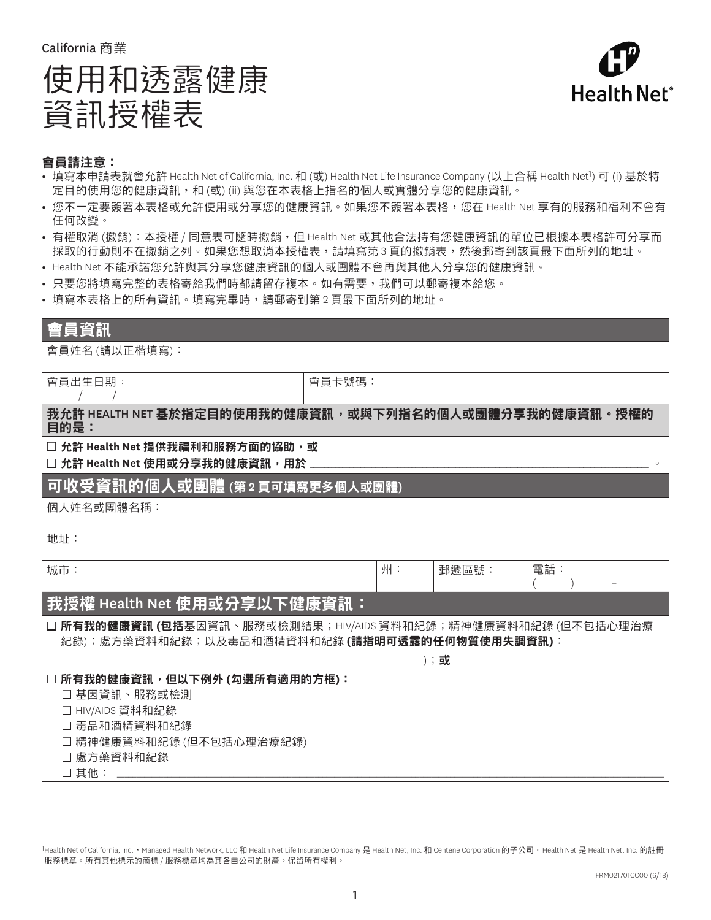California 商業

# 使用和透露健康資訊授權表

Health Net®

**會員請注意：**

- 填寫本申請表就會允許 Health Net of California, Inc. 和 (或) Health Net Life Insurance Company (以上合稱 Health Net[1]) 可 (i) 基於特定目的使用您的健康資訊，和 (或) (ii) 與您在本表格上指名的個人或實體分享您的健康資訊。
- 您不一定要簽署本表格或允許使用或分享您的健康資訊。如果您不簽署本表格，您在 Health Net 享有的服務和福利不會有任何改變。
- 有權取消 (撤銷)：本授權 / 同意表可隨時撤銷，但 Health Net 或其他合法持有您健康資訊的單位已根據本表格許可分享而採取的行動則不在撤銷之列。如果您想取消本授權表，請填寫第 3 頁的撤銷表，然後郵寄到該頁最下面所列的地址。
- Health Net 不能承諾您允許與其分享您健康資訊的個人或團體不會再與其他人分享您的健康資訊。
- 只要您將填寫完整的表格寄給我們時都請留存複本。如有需要，我們可以郵寄複本給您。
- 填寫本表格上的所有資訊。填寫完畢時，請郵寄到第 2 頁最下面所列的地址。

## 會員資訊

會員姓名 (請以正楷填寫)：

| 會員出生日期：<br>/ / | 會員卡號碼： |
|---|---|

**我允許 HEALTH NET 基於指定目的使用我的健康資訊，或與下列指名的個人或團體分享我的健康資訊。授權的目的是：**

☐ **允許 Health Net 提供我福利和服務方面的協助，或**

☐ **允許 Health Net 使用或分享我的健康資訊，用於** ________________________________________。

## 可收受資訊的個人或團體 (第 2 頁可填寫更多個人或團體)

個人姓名或團體名稱：

地址：

| 城市： | 州： | 郵遞區號： | 電話：<br>(    )    – |
|---|---|---|---|

## 我授權 Health Net 使用或分享以下健康資訊：

☐ **所有我的健康資訊 (包括**基因資訊、服務或檢測結果；HIV/AIDS 資料和紀錄；精神健康資料和紀錄 (但不包括心理治療紀錄)；處方藥資料和紀錄；以及毒品和酒精資料和紀錄 **(請指明可透露的任何物質使用失調資訊)**：

________________________________________)；**或**

☐ **所有我的健康資訊，但以下例外 (勾選所有適用的方框)：**

☐ 基因資訊、服務或檢測

☐ HIV/AIDS 資料和紀錄

☐ 毒品和酒精資料和紀錄

☐ 精神健康資料和紀錄 (但不包括心理治療紀錄)

☐ 處方藥資料和紀錄

☐ 其他：________________________________________

[1]Health Net of California, Inc.，Managed Health Network, LLC 和 Health Net Life Insurance Company 是 Health Net, Inc. 和 Centene Corporation 的子公司。Health Net 是 Health Net, Inc. 的註冊服務標章。所有其他標示的商標 / 服務標章均為其各自公司的財產。保留所有權利。

FRM021701CC00 (6/18)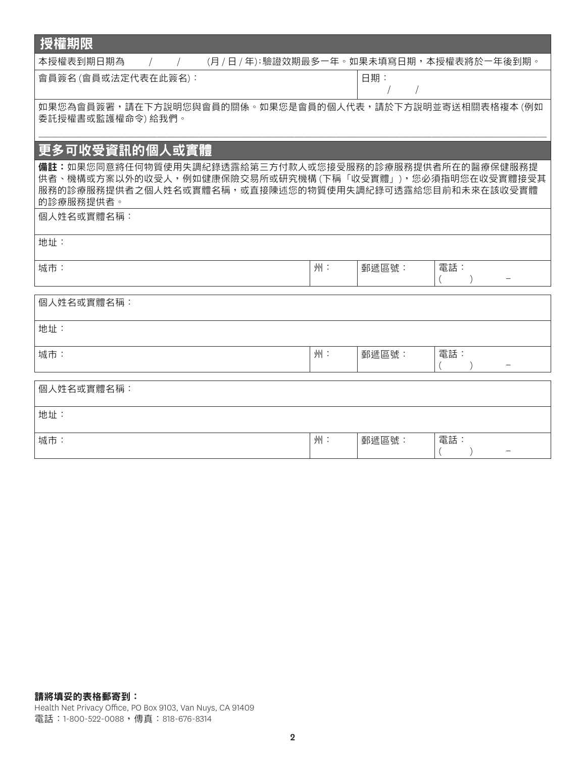## 授權期限

| 本授權表到期日期為　　/　　/　　(月 / 日 / 年)；驗證效期最多一年。如果未填寫日期，本授權表將於一年後到期。 | |
|---|---|
| 會員簽名 (會員或法定代表在此簽名)： | 日期：<br>/　　/ |

如果您為會員簽署，請在下方說明您與會員的關係。如果您是會員的個人代表，請於下方說明並寄送相關表格複本 (例如委託授權書或監護權命令) 給我們。

## 更多可收受資訊的個人或實體

**備註：**如果您同意將任何物質使用失調紀錄透露給第三方付款人或您接受服務的診療服務提供者所在的醫療保健服務提供者、機構或方案以外的收受人，例如健康保險交易所或研究機構 (下稱「收受實體」)，您必須指明您在收受實體接受其服務的診療服務提供者之個人姓名或實體名稱，或直接陳述您的物質使用失調紀錄可透露給您目前和未來在該收受實體的診療服務提供者。

| 個人姓名或實體名稱： | | | |
|---|---|---|---|
| 地址： | | | |
| 城市： | 州： | 郵遞區號： | 電話：<br>(　　)　　– |

| 個人姓名或實體名稱： | | | |
|---|---|---|---|
| 地址： | | | |
| 城市： | 州： | 郵遞區號： | 電話：<br>(　　)　　– |

| 個人姓名或實體名稱： | | | |
|---|---|---|---|
| 地址： | | | |
| 城市： | 州： | 郵遞區號： | 電話：<br>(　　)　　– |

**請將填妥的表格郵寄到：**
Health Net Privacy Office, PO Box 9103, Van Nuys, CA 91409
電話：1-800-522-0088，傳真：818-676-8314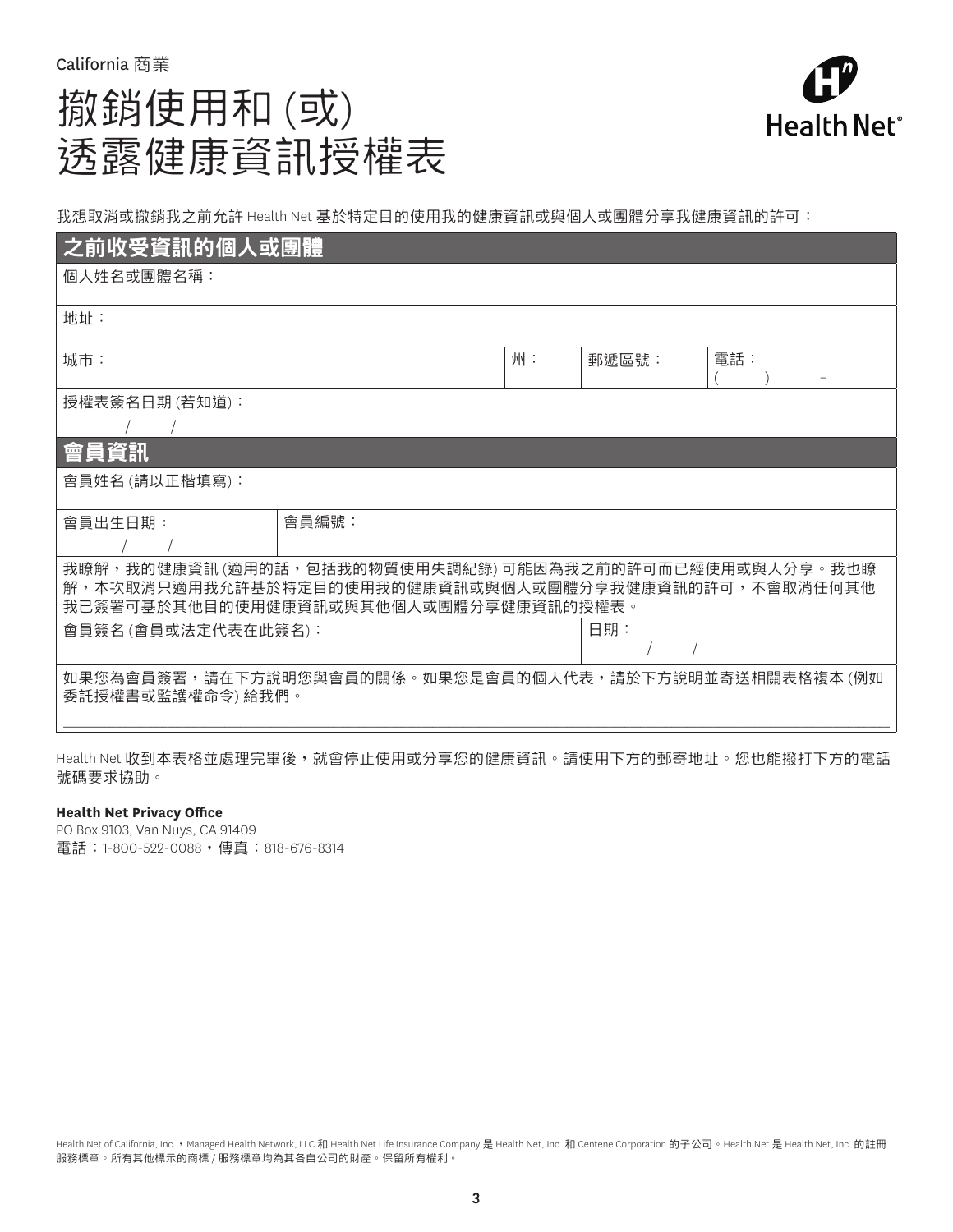California 商業

# 撤銷使用和 (或) 透露健康資訊授權表

Health Net®

我想取消或撤銷我之前允許 Health Net 基於特定目的使用我的健康資訊或與個人或團體分享我健康資訊的許可：

## 之前收受資訊的個人或團體

個人姓名或團體名稱：

地址：

| 城市： | 州： | 郵遞區號： | 電話：( ) - |
|---|---|---|---|

授權表簽名日期 (若知道)：
/ /

## 會員資訊

會員姓名 (請以正楷填寫)：

| 會員出生日期：/ / | 會員編號： |
|---|---|

我瞭解，我的健康資訊 (適用的話，包括我的物質使用失調紀錄) 可能因為我之前的許可而已經使用或與人分享。我也瞭解，本次取消只適用我允許基於特定目的使用我的健康資訊或與個人或團體分享我健康資訊的許可，不會取消任何其他我已簽署可基於其他目的使用健康資訊或與其他個人或團體分享健康資訊的授權表。

| 會員簽名 (會員或法定代表在此簽名)： | 日期：/ / |
|---|---|

如果您為會員簽署，請在下方說明您與會員的關係。如果您是會員的個人代表，請於下方說明並寄送相關表格複本 (例如委託授權書或監護權命令) 給我們。

Health Net 收到本表格並處理完畢後，就會停止使用或分享您的健康資訊。請使用下方的郵寄地址。您也能撥打下方的電話號碼要求協助。

**Health Net Privacy Office**
PO Box 9103, Van Nuys, CA 91409
電話：1-800-522-0088，傳真：818-676-8314

Health Net of California, Inc.，Managed Health Network, LLC 和 Health Net Life Insurance Company 是 Health Net, Inc. 和 Centene Corporation 的子公司。Health Net 是 Health Net, Inc. 的註冊服務標章。所有其他標示的商標 / 服務標章均為其各自公司的財產。保留所有權利。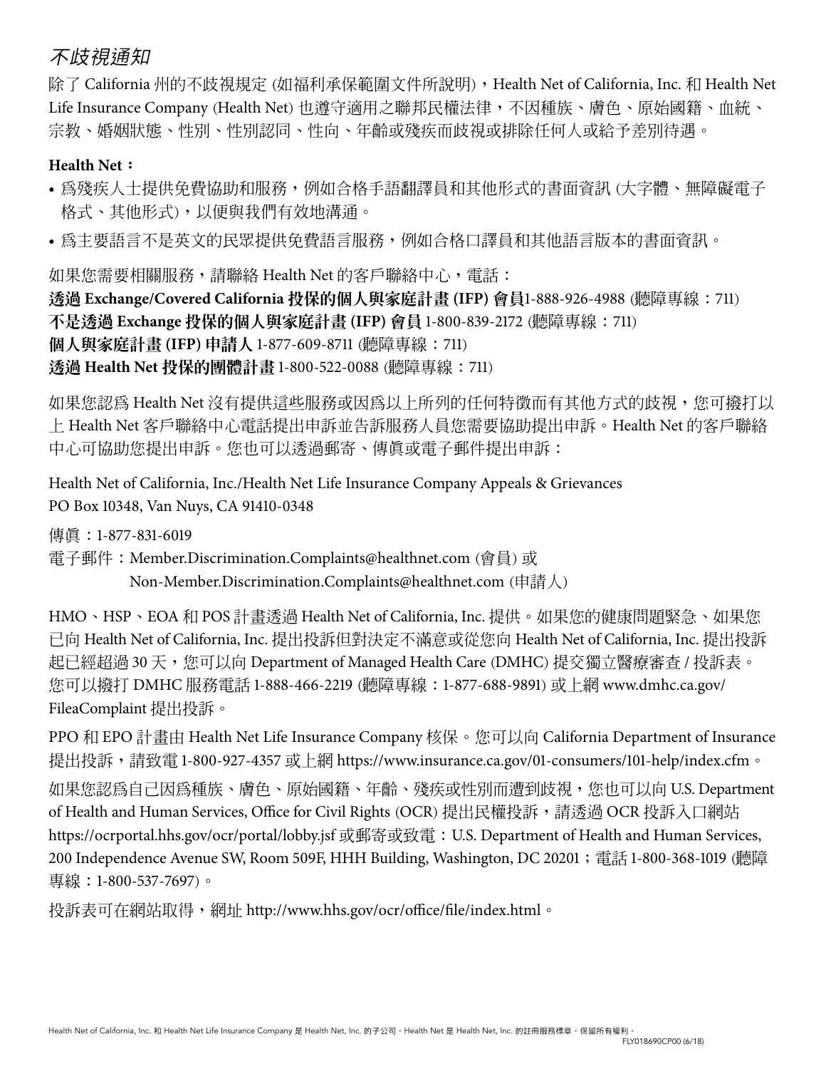# *不歧視通知*

除了 California 州的不歧視規定 (如福利承保範圍文件所說明)，Health Net of California, Inc. 和 Health Net Life Insurance Company (Health Net) 也遵守適用之聯邦民權法律，不因種族、膚色、原始國籍、血統、宗教、婚姻狀態、性別、性別認同、性向、年齡或殘疾而歧視或排除任何人或給予差別待遇。

**Health Net：**

- 爲殘疾人士提供免費協助和服務，例如合格手語翻譯員和其他形式的書面資訊 (大字體、無障礙電子格式、其他形式)，以便與我們有效地溝通。
- 爲主要語言不是英文的民眾提供免費語言服務，例如合格口譯員和其他語言版本的書面資訊。

如果您需要相關服務，請聯絡 Health Net 的客戶聯絡中心，電話：
**透過 Exchange/Covered California 投保的個人與家庭計畫 (IFP) 會員**1-888-926-4988 (聽障專線：711)
**不是透過 Exchange 投保的個人與家庭計畫 (IFP) 會員** 1-800-839-2172 (聽障專線：711)
**個人與家庭計畫 (IFP) 申請人** 1-877-609-8711 (聽障專線：711)
**透過 Health Net 投保的團體計畫** 1-800-522-0088 (聽障專線：711)

如果您認爲 Health Net 沒有提供這些服務或因爲以上所列的任何特徵而有其他方式的歧視，您可撥打以上 Health Net 客戶聯絡中心電話提出申訴並告訴服務人員您需要協助提出申訴。Health Net 的客戶聯絡中心可協助您提出申訴。您也可以透過郵寄、傳真或電子郵件提出申訴：

Health Net of California, Inc./Health Net Life Insurance Company Appeals & Grievances
PO Box 10348, Van Nuys, CA 91410-0348

傳真：1-877-831-6019

電子郵件：Member.Discrimination.Complaints@healthnet.com (會員) 或
Non-Member.Discrimination.Complaints@healthnet.com (申請人)

HMO、HSP、EOA 和 POS 計畫透過 Health Net of California, Inc. 提供。如果您的健康問題緊急、如果您已向 Health Net of California, Inc. 提出投訴但對決定不滿意或從您向 Health Net of California, Inc. 提出投訴起已經超過 30 天，您可以向 Department of Managed Health Care (DMHC) 提交獨立醫療審查 / 投訴表。您可以撥打 DMHC 服務電話 1-888-466-2219 (聽障專線：1-877-688-9891) 或上網 www.dmhc.ca.gov/FileaComplaint 提出投訴。

PPO 和 EPO 計畫由 Health Net Life Insurance Company 核保。您可以向 California Department of Insurance 提出投訴，請致電 1-800-927-4357 或上網 https://www.insurance.ca.gov/01-consumers/101-help/index.cfm。

如果您認爲自己因爲種族、膚色、原始國籍、年齡、殘疾或性別而遭到歧視，您也可以向 U.S. Department of Health and Human Services, Office for Civil Rights (OCR) 提出民權投訴，請透過 OCR 投訴入口網站 https://ocrportal.hhs.gov/ocr/portal/lobby.jsf 或郵寄或致電：U.S. Department of Health and Human Services, 200 Independence Avenue SW, Room 509F, HHH Building, Washington, DC 20201；電話 1-800-368-1019 (聽障專線：1-800-537-7697)。

投訴表可在網站取得，網址 http://www.hhs.gov/ocr/office/file/index.html。

Health Net of California, Inc. 和 Health Net Life Insurance Company 是 Health Net, Inc. 的子公司。Health Net 是 Health Net, Inc. 的註冊服務標章。保留所有權利。
FLY018690CP00 (6/18)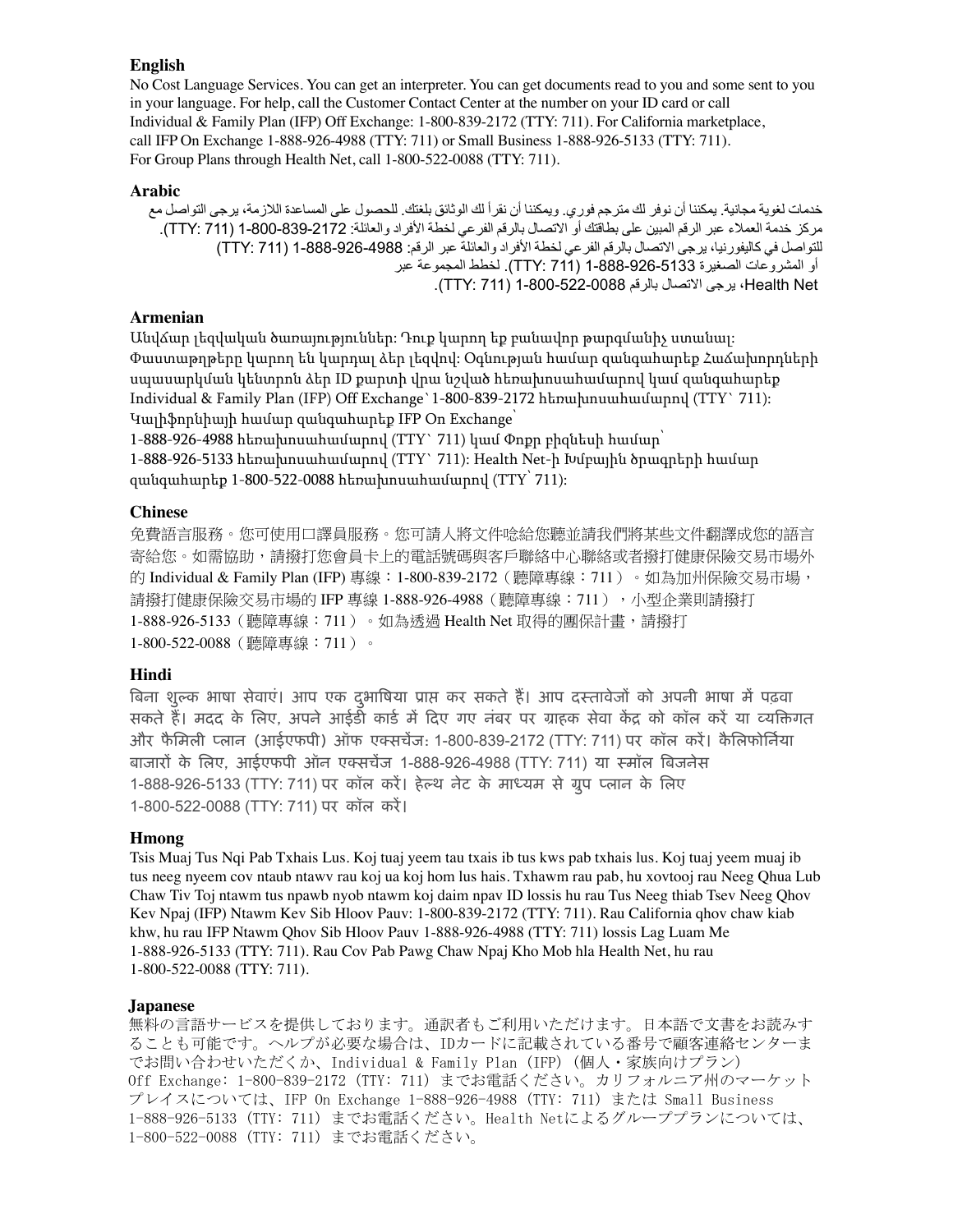## English

No Cost Language Services. You can get an interpreter. You can get documents read to you and some sent to you in your language. For help, call the Customer Contact Center at the number on your ID card or call Individual & Family Plan (IFP) Off Exchange: 1-800-839-2172 (TTY: 711). For California marketplace, call IFP On Exchange 1-888-926-4988 (TTY: 711) or Small Business 1-888-926-5133 (TTY: 711). For Group Plans through Health Net, call 1-800-522-0088 (TTY: 711).

## Arabic

خدمات لغوية مجانية. يمكننا أن نوفر لك مترجم فوري. ويمكننا أن نقرأ لك الوثائق بلغتك. للحصول على المساعدة اللازمة، يرجى التواصل مع مركز خدمة العملاء عبر الرقم المبين على بطاقتك أو الاتصال بالرقم الفرعي لخطة الأفراد والعائلة: 1-800-839-2172 (TTY: 711). للتواصل في كاليفورنيا، يرجى الاتصال بالرقم الفرعي لخطة الأفراد والعائلة عبر الرقم: 1-888-926-4988 (TTY: 711) أو المشروعات الصغيرة 1-888-926-5133 (TTY: 711). لخطط المجموعة عبر Health Net، يرجى الاتصال بالرقم 1-800-522-0088 (TTY: 711).

## Armenian

Անվճար լեզվական ծառայություններ: Դուք կարող եք բանավոր թարգմանիչ ստանալ: Փաստաթղթերը կարող են կարդալ ձեր լեզվով: Օգնության համար զանգահարեք Հաճախորդների սպասարկման կենտրոն ձեր ID քարտի վրա նշված հեռախոսահամարով կամ զանգահարեք Individual & Family Plan (IFP) Off Exchange՝ 1-800-839-2172 հեռախոսահամարով (TTY՝ 711): Կալիֆորնիայի համար զանգահարեք IFP On Exchange՝ 1-888-926-4988 հեռախոսահամարով (TTY՝ 711) կամ Փոքր բիզնեսի համար՝ 1-888-926-5133 հեռախոսահամարով (TTY՝ 711): Health Net-ի Խմբային ծրագրերի համար զանգահարեք 1-800-522-0088 հեռախոսահամարով (TTY՝ 711):

## Chinese

免費語言服務。您可使用口譯員服務。您可請人將文件唸給您聽並請我們將某些文件翻譯成您的語言寄給您。如需協助，請撥打您會員卡上的電話號碼與客戶聯絡中心聯絡或者撥打健康保險交易市場外的 Individual & Family Plan (IFP) 專線：1-800-839-2172（聽障專線：711）。如為加州保險交易市場，請撥打健康保險交易市場的 IFP 專線 1-888-926-4988（聽障專線：711），小型企業則請撥打 1-888-926-5133（聽障專線：711）。如為透過 Health Net 取得的團保計畫，請撥打 1-800-522-0088（聽障專線：711）。

## Hindi

बिना शुल्क भाषा सेवाएं। आप एक दुभाषिया प्राप्त कर सकते हैं। आप दस्तावेजों को अपनी भाषा में पढ़वा सकते हैं। मदद के लिए, अपने आईडी कार्ड में दिए गए नंबर पर ग्राहक सेवा केंद्र को कॉल करें या व्यक्तिगत और फैमिली प्लान (आईएफपी) ऑफ एक्सचेंज: 1-800-839-2172 (TTY: 711) पर कॉल करें। कैलिफोर्निया बाजारों के लिए, आईएफपी ऑन एक्सचेंज 1-888-926-4988 (TTY: 711) या स्मॉल बिजनेस 1-888-926-5133 (TTY: 711) पर कॉल करें। हेल्थ नेट के माध्यम से ग्रुप प्लान के लिए 1-800-522-0088 (TTY: 711) पर कॉल करें।

## Hmong

Tsis Muaj Tus Nqi Pab Txhais Lus. Koj tuaj yeem tau txais ib tus kws pab txhais lus. Koj tuaj yeem muaj ib tus neeg nyeem cov ntaub ntawv rau koj ua koj hom lus hais. Txhawm rau pab, hu xovtooj rau Neeg Qhua Lub Chaw Tiv Toj ntawm tus npawb nyob ntawm koj daim npav ID lossis hu rau Tus Neeg thiab Tsev Neeg Qhov Kev Npaj (IFP) Ntawm Kev Sib Hloov Pauv: 1-800-839-2172 (TTY: 711). Rau California qhov chaw kiab khw, hu rau IFP Ntawm Qhov Sib Hloov Pauv 1-888-926-4988 (TTY: 711) lossis Lag Luam Me 1-888-926-5133 (TTY: 711). Rau Cov Pab Pawg Chaw Npaj Kho Mob hla Health Net, hu rau 1-800-522-0088 (TTY: 711).

## Japanese

無料の言語サービスを提供しております。通訳者もご利用いただけます。日本語で文書をお読みすることも可能です。ヘルプが必要な場合は、IDカードに記載されている番号で顧客連絡センターまでお問い合わせいただくか、Individual & Family Plan (IFP) (個人・家族向けプラン) Off Exchange: 1-800-839-2172 (TTY: 711) までお電話ください。カリフォルニア州のマーケットプレイスについては、IFP On Exchange 1-888-926-4988 (TTY: 711) または Small Business 1-888-926-5133 (TTY: 711) までお電話ください。Health Netによるグループプランについては、1-800-522-0088 (TTY: 711) までお電話ください。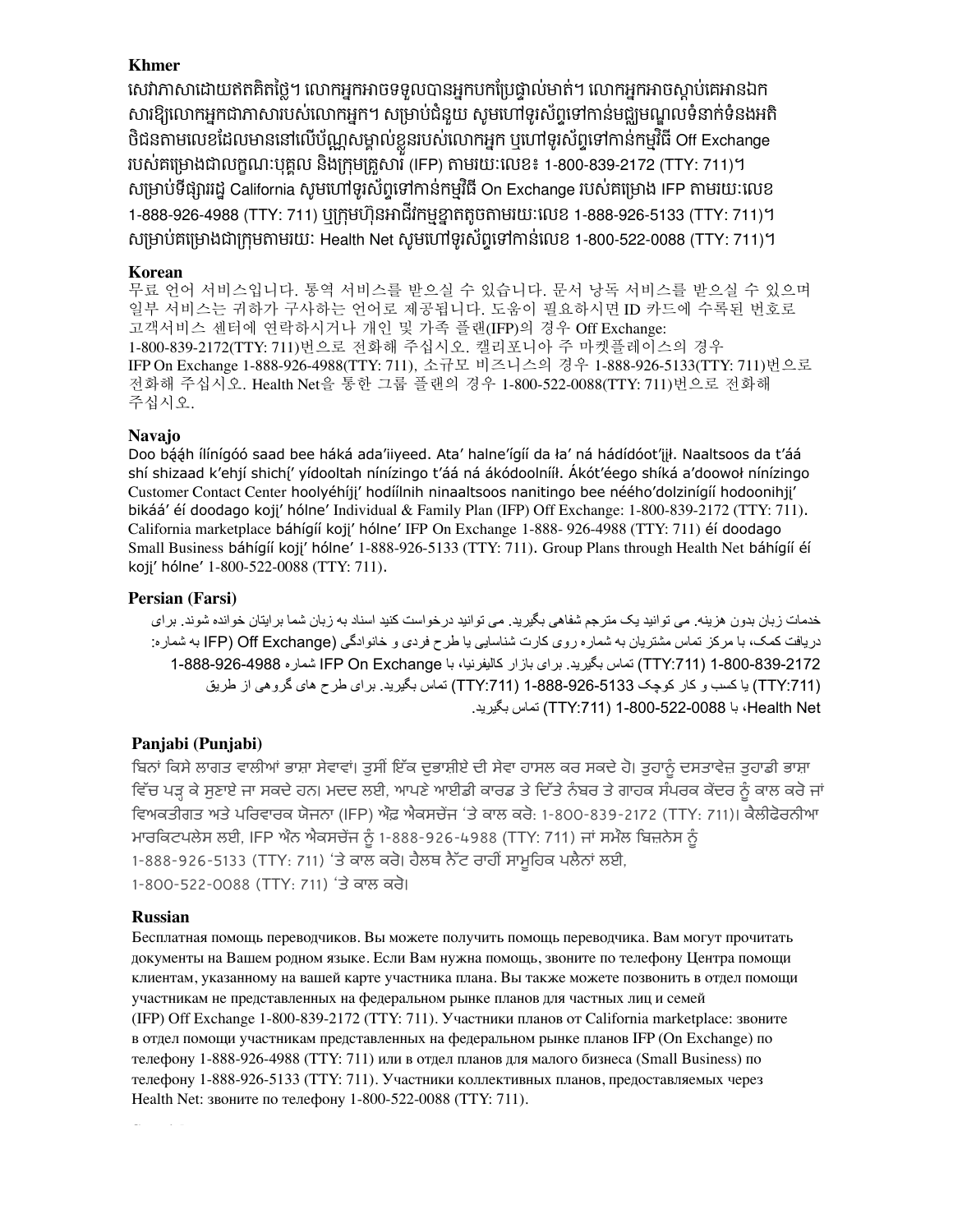### Khmer

សេវាភាសាដោយឥតគិតថ្លៃ។ លោកអ្នកអាចទទួលបានអ្នកបកប្រែផ្ទាល់មាត់។ លោកអ្នកអាចស្តាប់គេអានឯកសារឱ្យលោកអ្នកជាភាសារបស់លោកអ្នក។ សម្រាប់ជំនួយ សូមហៅទូរស័ព្ទទៅកាន់មជ្ឈមណ្ឌលទំនាក់ទំនងអតិថិជនតាមលេខដែលមាននៅលើប័ណ្ណសម្គាល់ខ្លួនរបស់លោកអ្នក ឬហៅទូរស័ព្ទទៅកាន់កម្មវិធី Off Exchange របស់គម្រោងជាលក្ខណៈបុគ្គល និងក្រុមគ្រួសារ (IFP) តាមរយៈលេខ៖ 1-800-839-2172 (TTY: 711)។ សម្រាប់ទីផ្សាររដ្ឋ California សូមហៅទូរស័ព្ទទៅកាន់កម្មវិធី On Exchange របស់គម្រោង IFP តាមរយៈលេខ 1-888-926-4988 (TTY: 711) ឬក្រុមហ៊ុនអាជីវកម្មខ្នាតតូចតាមរយៈលេខ 1-888-926-5133 (TTY: 711)។ សម្រាប់គម្រោងជាក្រុមតាមរយៈ Health Net សូមហៅទូរស័ព្ទទៅកាន់លេខ 1-800-522-0088 (TTY: 711)។

### Korean

무료 언어 서비스입니다. 통역 서비스를 받으실 수 있습니다. 문서 낭독 서비스를 받으실 수 있으며 일부 서비스는 귀하가 구사하는 언어로 제공됩니다. 도움이 필요하시면 ID 카드에 수록된 번호로 고객서비스 센터에 연락하시거나 개인 및 가족 플랜(IFP)의 경우 Off Exchange: 1-800-839-2172(TTY: 711)번으로 전화해 주십시오. 캘리포니아 주 마켓플레이스의 경우 IFP On Exchange 1-888-926-4988(TTY: 711), 소규모 비즈니스의 경우 1-888-926-5133(TTY: 711)번으로 전화해 주십시오. Health Net을 통한 그룹 플랜의 경우 1-800-522-0088(TTY: 711)번으로 전화해 주십시오.

### Navajo

Doo bą́ąh ílínígóó saad bee háká ada'iiyeed. Ata' halne'ígíí da ła' ná hádídóot'įįł. Naaltsoos da t'áá shí shizaad k'ehjí shichį' yídooltah nínízingo t'áá ná ákódoolnííł. Ákót'éego shíká a'doowoł nínízingo Customer Contact Center hoolyéhíjį' hodíílnih ninaaltsoos nanitingo bee nééhó'dolzinígíí hodoonihjį' bikáá' éí doodago kojį' hólne' Individual & Family Plan (IFP) Off Exchange: 1-800-839-2172 (TTY: 711). California marketplace báhígíí kojį' hólne' IFP On Exchange 1-888- 926-4988 (TTY: 711) éí doodago Small Business báhígíí kojį' hólne' 1-888-926-5133 (TTY: 711). Group Plans through Health Net báhígíí éí kojį' hólne' 1-800-522-0088 (TTY: 711).

### Persian (Farsi)

خدمات زبان بدون هزینه. می توانید یک مترجم شفاهی بگیرید. می توانید درخواست کنید اسناد به زبان شما برایتان خوانده شوند. برای دریافت کمک، با مرکز تماس مشتریان به شماره روی کارت شناسایی یا طرح فردی و خانوادگی (IFP) Off Exchange) به شماره: 1-800-839-2172 (TTY:711) تماس بگیرید. برای بازار کالیفرنیا، با IFP On Exchange شماره 1-888-926-4988 (TTY:711) یا کسب و کار کوچک 1-888-926-5133 (TTY:711) تماس بگیرید. برای طرح های گروهی از طریق Health Net، با 1-800-522-0088 (TTY:711) تماس بگیرید.

### Panjabi (Punjabi)

ਬਿਨਾਂ ਕਿਸੇ ਲਾਗਤ ਵਾਲੀਆਂ ਭਾਸ਼ਾ ਸੇਵਾਵਾਂ। ਤੁਸੀਂ ਇੱਕ ਦੁਭਾਸ਼ੀਏ ਦੀ ਸੇਵਾ ਹਾਸਲ ਕਰ ਸਕਦੇ ਹੋ। ਤੁਹਾਨੂੰ ਦਸਤਾਵੇਜ਼ ਤੁਹਾਡੀ ਭਾਸ਼ਾ ਵਿੱਚ ਪੜ੍ਹ ਕੇ ਸੁਣਾਏ ਜਾ ਸਕਦੇ ਹਨ। ਮਦਦ ਲਈ, ਆਪਣੇ ਆਈਡੀ ਕਾਰਡ ਤੇ ਦਿੱਤੇ ਨੰਬਰ ਤੇ ਗਾਹਕ ਸੰਪਰਕ ਕੇਂਦਰ ਨੂੰ ਕਾਲ ਕਰੋ ਜਾਂ ਵਿਅਕਤੀਗਤ ਅਤੇ ਪਰਿਵਾਰਕ ਯੋਜਨਾ (IFP) ਔਫ਼ ਐਕਸਚੇਂਜ 'ਤੇ ਕਾਲ ਕਰੋ: 1-800-839-2172 (TTY: 711)। ਕੈਲੀਫੋਰਨੀਆ ਮਾਰਕਿਟਪਲੇਸ ਲਈ, IFP ਔਨ ਐਕਸਚੇਂਜ ਨੂੰ 1-888-926-4988 (TTY: 711) ਜਾਂ ਸਮੌਲ ਬਿਜ਼ਨੇਸ ਨੂੰ 1-888-926-5133 (TTY: 711) 'ਤੇ ਕਾਲ ਕਰੋ। ਹੈਲਥ ਨੈੱਟ ਰਾਹੀਂ ਸਾਮੂਹਿਕ ਪਲੈਨਾਂ ਲਈ, 1-800-522-0088 (TTY: 711) 'ਤੇ ਕਾਲ ਕਰੋ।

### Russian

Бесплатная помощь переводчиков. Вы можете получить помощь переводчика. Вам могут прочитать документы на Вашем родном языке. Если Вам нужна помощь, звоните по телефону Центра помощи клиентам, указанному на вашей карте участника плана. Вы также можете позвонить в отдел помощи участникам не представленных на федеральном рынке планов для частных лиц и семей (IFP) Off Exchange 1-800-839-2172 (TTY: 711). Участники планов от California marketplace: звоните в отдел помощи участникам представленных на федеральном рынке планов IFP (On Exchange) по телефону 1-888-926-4988 (TTY: 711) или в отдел планов для малого бизнеса (Small Business) по телефону 1-888-926-5133 (TTY: 711). Участники коллективных планов, предоставляемых через Health Net: звоните по телефону 1-800-522-0088 (TTY: 711).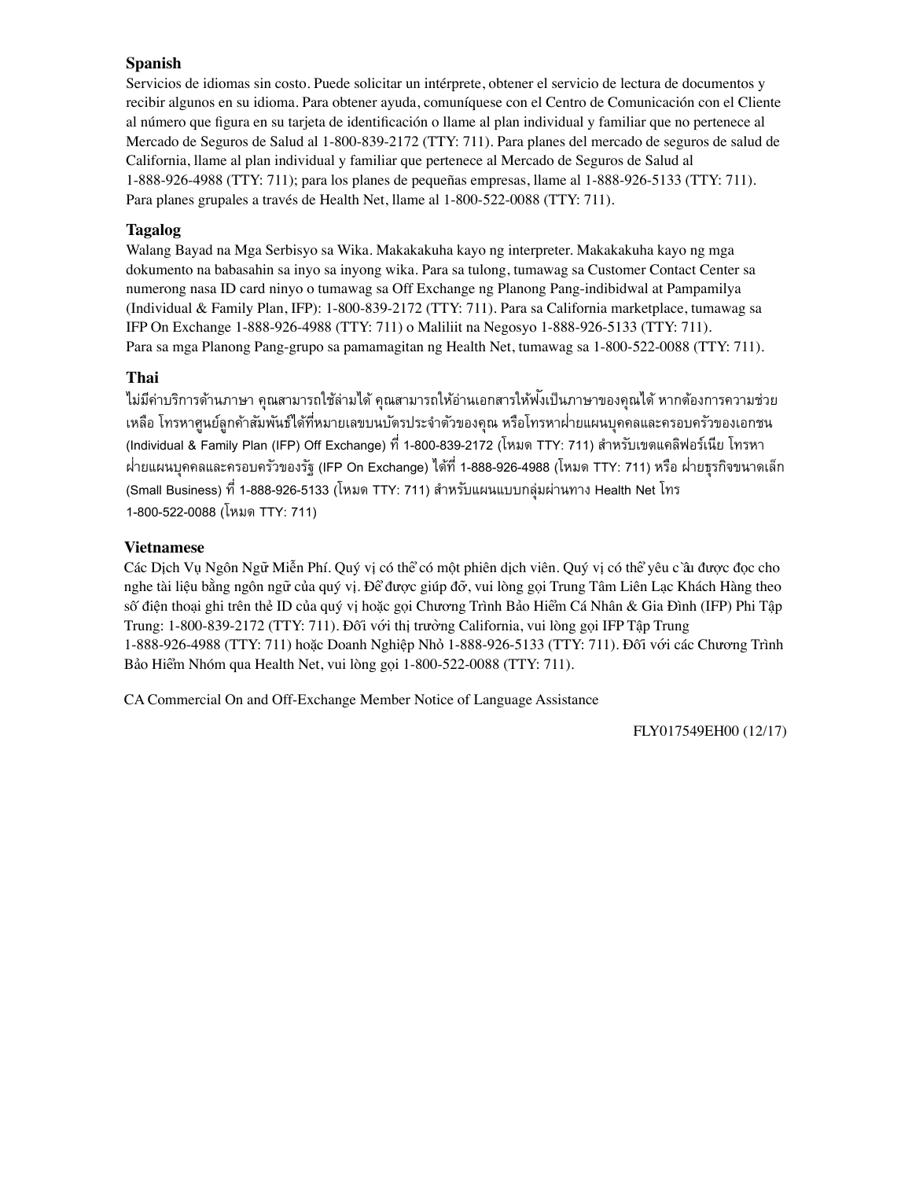**Spanish**

Servicios de idiomas sin costo. Puede solicitar un intérprete, obtener el servicio de lectura de documentos y recibir algunos en su idioma. Para obtener ayuda, comuníquese con el Centro de Comunicación con el Cliente al número que figura en su tarjeta de identificación o llame al plan individual y familiar que no pertenece al Mercado de Seguros de Salud al 1-800-839-2172 (TTY: 711). Para planes del mercado de seguros de salud de California, llame al plan individual y familiar que pertenece al Mercado de Seguros de Salud al 1-888-926-4988 (TTY: 711); para los planes de pequeñas empresas, llame al 1-888-926-5133 (TTY: 711). Para planes grupales a través de Health Net, llame al 1-800-522-0088 (TTY: 711).

**Tagalog**

Walang Bayad na Mga Serbisyo sa Wika. Makakakuha kayo ng interpreter. Makakakuha kayo ng mga dokumento na babasahin sa inyo sa inyong wika. Para sa tulong, tumawag sa Customer Contact Center sa numerong nasa ID card ninyo o tumawag sa Off Exchange ng Planong Pang-indibidwal at Pampamilya (Individual & Family Plan, IFP): 1-800-839-2172 (TTY: 711). Para sa California marketplace, tumawag sa IFP On Exchange 1-888-926-4988 (TTY: 711) o Maliliit na Negosyo 1-888-926-5133 (TTY: 711). Para sa mga Planong Pang-grupo sa pamamagitan ng Health Net, tumawag sa 1-800-522-0088 (TTY: 711).

**Thai**

ไม่มีค่าบริการด้านภาษา คุณสามารถใช้ล่ามได้ คุณสามารถให้อ่านเอกสารให้ฟังเป็นภาษาของคุณได้ หากต้องการความช่วยเหลือ โทรหาศูนย์ลูกค้าสัมพันธ์ได้ที่หมายเลขบนบัตรประจำตัวของคุณ หรือโทรหาฝ่ายแผนบุคคลและครอบครัวของเอกชน (Individual & Family Plan (IFP) Off Exchange) ที่ 1-800-839-2172 (โหมด TTY: 711) สำหรับเขตแคลิฟอร์เนีย โทรหาฝ่ายแผนบุคคลและครอบครัวของรัฐ (IFP On Exchange) ได้ที่ 1-888-926-4988 (โหมด TTY: 711) หรือ ฝ่ายธุรกิจขนาดเล็ก (Small Business) ที่ 1-888-926-5133 (โหมด TTY: 711) สำหรับแผนแบบกลุ่มผ่านทาง Health Net โทร 1-800-522-0088 (โหมด TTY: 711)

**Vietnamese**

Các Dịch Vụ Ngôn Ngữ Miễn Phí. Quý vị có thể có một phiên dịch viên. Quý vị có thể yêu cầu được đọc cho nghe tài liệu bằng ngôn ngữ của quý vị. Để được giúp đỡ, vui lòng gọi Trung Tâm Liên Lạc Khách Hàng theo số điện thoại ghi trên thẻ ID của quý vị hoặc gọi Chương Trình Bảo Hiểm Cá Nhân & Gia Đình (IFP) Phi Tập Trung: 1-800-839-2172 (TTY: 711). Đối với thị trường California, vui lòng gọi IFP Tập Trung 1-888-926-4988 (TTY: 711) hoặc Doanh Nghiệp Nhỏ 1-888-926-5133 (TTY: 711). Đối với các Chương Trình Bảo Hiểm Nhóm qua Health Net, vui lòng gọi 1-800-522-0088 (TTY: 711).

CA Commercial On and Off-Exchange Member Notice of Language Assistance

FLY017549EH00 (12/17)